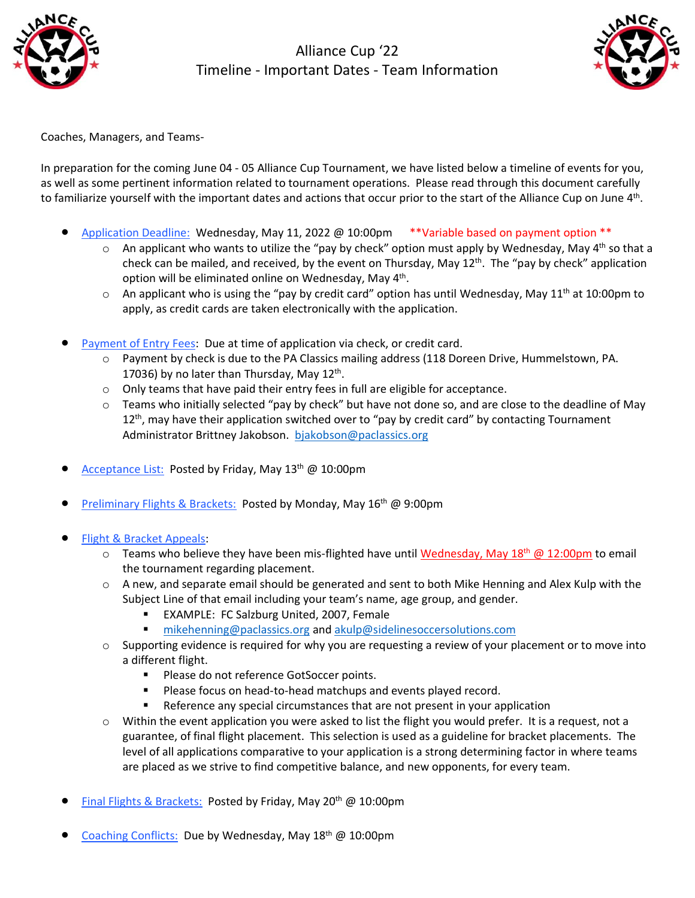# Alliance Cup '22
## Timeline - Important Dates - Team Information

Coaches, Managers, and Teams-

In preparation for the coming June 04 - 05 Alliance Cup Tournament, we have listed below a timeline of events for you, as well as some pertinent information related to tournament operations. Please read through this document carefully to familiarize yourself with the important dates and actions that occur prior to the start of the Alliance Cup on June 4th.

- Application Deadline: Wednesday, May 11, 2022 @ 10:00pm **Variable based on payment option **
  - An applicant who wants to utilize the "pay by check" option must apply by Wednesday, May 4th so that a check can be mailed, and received, by the event on Thursday, May 12th. The "pay by check" application option will be eliminated online on Wednesday, May 4th.
  - An applicant who is using the "pay by credit card" option has until Wednesday, May 11th at 10:00pm to apply, as credit cards are taken electronically with the application.

- Payment of Entry Fees: Due at time of application via check, or credit card.
  - Payment by check is due to the PA Classics mailing address (118 Doreen Drive, Hummelstown, PA. 17036) by no later than Thursday, May 12th.
  - Only teams that have paid their entry fees in full are eligible for acceptance.
  - Teams who initially selected "pay by check" but have not done so, and are close to the deadline of May 12th, may have their application switched over to "pay by credit card" by contacting Tournament Administrator Brittney Jakobson. bjakobson@paclassics.org

- Acceptance List: Posted by Friday, May 13th @ 10:00pm

- Preliminary Flights & Brackets: Posted by Monday, May 16th @ 9:00pm

- Flight & Bracket Appeals:
  - Teams who believe they have been mis-flighted have until Wednesday, May 18th @ 12:00pm to email the tournament regarding placement.
  - A new, and separate email should be generated and sent to both Mike Henning and Alex Kulp with the Subject Line of that email including your team's name, age group, and gender.
    - EXAMPLE: FC Salzburg United, 2007, Female
    - mikehenning@paclassics.org and akulp@sidelinesoccersolutions.com
  - Supporting evidence is required for why you are requesting a review of your placement or to move into a different flight.
    - Please do not reference GotSoccer points.
    - Please focus on head-to-head matchups and events played record.
    - Reference any special circumstances that are not present in your application
  - Within the event application you were asked to list the flight you would prefer. It is a request, not a guarantee, of final flight placement. This selection is used as a guideline for bracket placements. The level of all applications comparative to your application is a strong determining factor in where teams are placed as we strive to find competitive balance, and new opponents, for every team.

- Final Flights & Brackets: Posted by Friday, May 20th @ 10:00pm

- Coaching Conflicts: Due by Wednesday, May 18th @ 10:00pm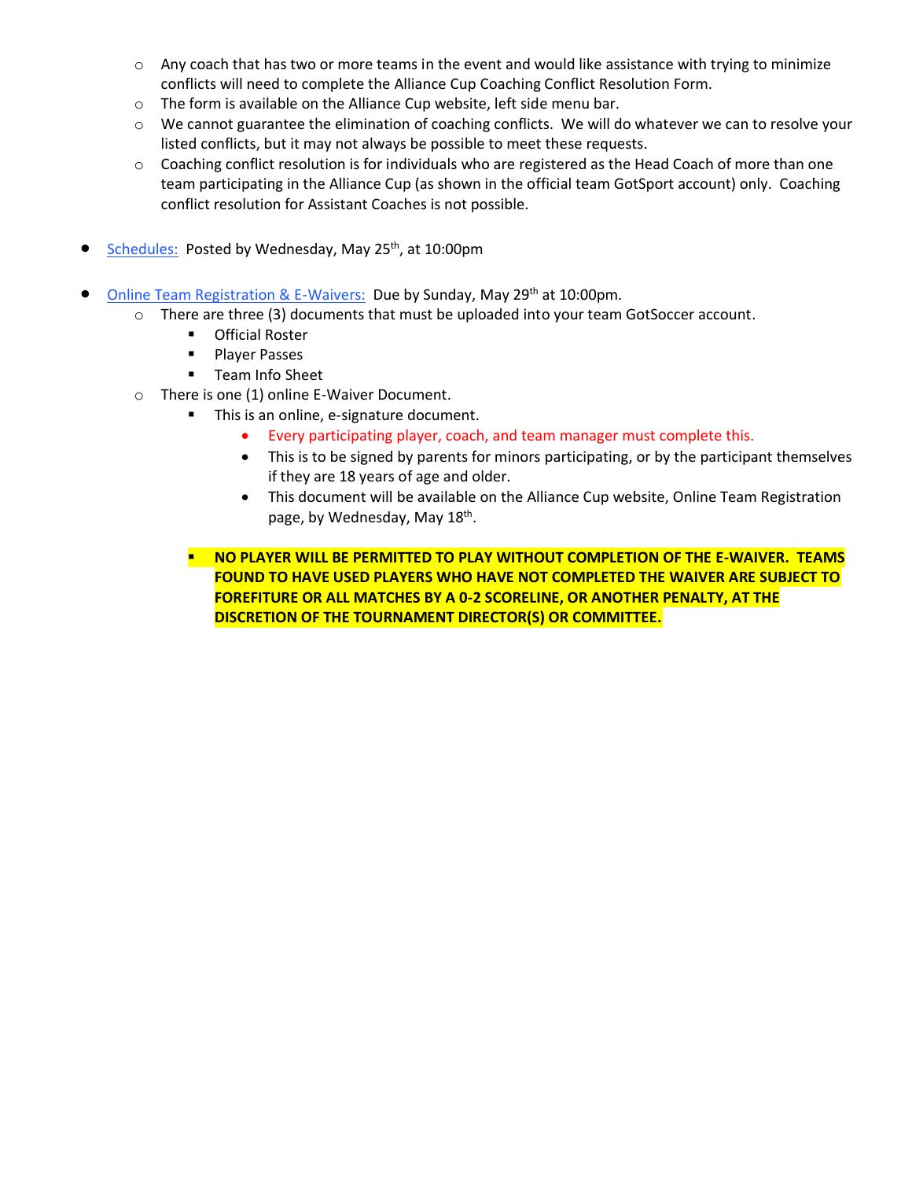- Any coach that has two or more teams in the event and would like assistance with trying to minimize conflicts will need to complete the Alliance Cup Coaching Conflict Resolution Form.
   - The form is available on the Alliance Cup website, left side menu bar.
   - We cannot guarantee the elimination of coaching conflicts. We will do whatever we can to resolve your listed conflicts, but it may not always be possible to meet these requests.
   - Coaching conflict resolution is for individuals who are registered as the Head Coach of more than one team participating in the Alliance Cup (as shown in the official team GotSport account) only. Coaching conflict resolution for Assistant Coaches is not possible.

- Schedules: Posted by Wednesday, May 25th, at 10:00pm

- Online Team Registration & E-Waivers: Due by Sunday, May 29th at 10:00pm.
   - There are three (3) documents that must be uploaded into your team GotSoccer account.
      - Official Roster
      - Player Passes
      - Team Info Sheet
   - There is one (1) online E-Waiver Document.
      - This is an online, e-signature document.
         - Every participating player, coach, and team manager must complete this.
         - This is to be signed by parents for minors participating, or by the participant themselves if they are 18 years of age and older.
         - This document will be available on the Alliance Cup website, Online Team Registration page, by Wednesday, May 18th.

      - **NO PLAYER WILL BE PERMITTED TO PLAY WITHOUT COMPLETION OF THE E-WAIVER. TEAMS FOUND TO HAVE USED PLAYERS WHO HAVE NOT COMPLETED THE WAIVER ARE SUBJECT TO FOREFITURE OR ALL MATCHES BY A 0-2 SCORELINE, OR ANOTHER PENALTY, AT THE DISCRETION OF THE TOURNAMENT DIRECTOR(S) OR COMMITTEE.**